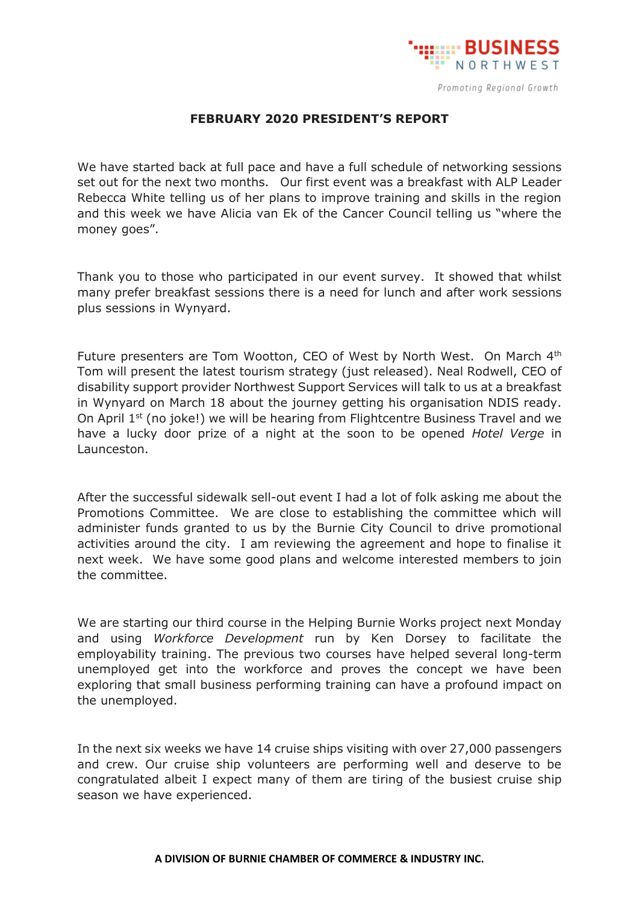BUSINESS NORTHWEST

*Promoting Regional Growth*

# FEBRUARY 2020 PRESIDENT'S REPORT

We have started back at full pace and have a full schedule of networking sessions set out for the next two months. Our first event was a breakfast with ALP Leader Rebecca White telling us of her plans to improve training and skills in the region and this week we have Alicia van Ek of the Cancer Council telling us "where the money goes".

Thank you to those who participated in our event survey. It showed that whilst many prefer breakfast sessions there is a need for lunch and after work sessions plus sessions in Wynyard.

Future presenters are Tom Wootton, CEO of West by North West. On March 4th Tom will present the latest tourism strategy (just released). Neal Rodwell, CEO of disability support provider Northwest Support Services will talk to us at a breakfast in Wynyard on March 18 about the journey getting his organisation NDIS ready. On April 1st (no joke!) we will be hearing from Flightcentre Business Travel and we have a lucky door prize of a night at the soon to be opened *Hotel Verge* in Launceston.

After the successful sidewalk sell-out event I had a lot of folk asking me about the Promotions Committee. We are close to establishing the committee which will administer funds granted to us by the Burnie City Council to drive promotional activities around the city. I am reviewing the agreement and hope to finalise it next week. We have some good plans and welcome interested members to join the committee.

We are starting our third course in the Helping Burnie Works project next Monday and using *Workforce Development* run by Ken Dorsey to facilitate the employability training. The previous two courses have helped several long-term unemployed get into the workforce and proves the concept we have been exploring that small business performing training can have a profound impact on the unemployed.

In the next six weeks we have 14 cruise ships visiting with over 27,000 passengers and crew. Our cruise ship volunteers are performing well and deserve to be congratulated albeit I expect many of them are tiring of the busiest cruise ship season we have experienced.

**A DIVISION OF BURNIE CHAMBER OF COMMERCE & INDUSTRY INC.**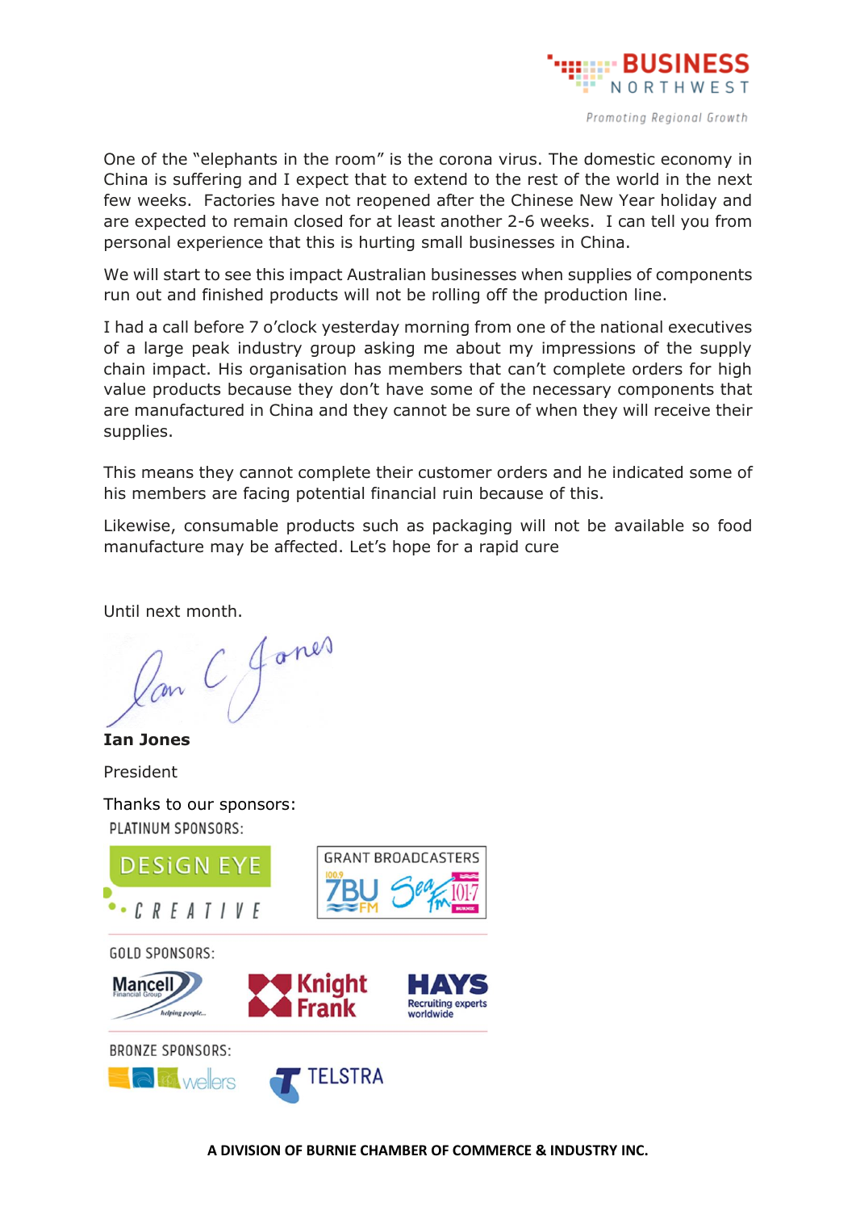One of the "elephants in the room" is the corona virus. The domestic economy in China is suffering and I expect that to extend to the rest of the world in the next few weeks. Factories have not reopened after the Chinese New Year holiday and are expected to remain closed for at least another 2-6 weeks. I can tell you from personal experience that this is hurting small businesses in China.

We will start to see this impact Australian businesses when supplies of components run out and finished products will not be rolling off the production line.

I had a call before 7 o'clock yesterday morning from one of the national executives of a large peak industry group asking me about my impressions of the supply chain impact. His organisation has members that can't complete orders for high value products because they don't have some of the necessary components that are manufactured in China and they cannot be sure of when they will receive their supplies.

This means they cannot complete their customer orders and he indicated some of his members are facing potential financial ruin because of this.

Likewise, consumable products such as packaging will not be available so food manufacture may be affected. Let's hope for a rapid cure

Until next month.

**Ian Jones**

President

Thanks to our sponsors:

PLATINUM SPONSORS:

DESiGN EYE CREATIVE

GRANT BROADCASTERS 7BU Sea FM 101.7

GOLD SPONSORS:

Mancell Financial Group

Knight Frank

HAYS Recruiting experts worldwide

BRONZE SPONSORS:

wellers

TELSTRA

**A DIVISION OF BURNIE CHAMBER OF COMMERCE & INDUSTRY INC.**